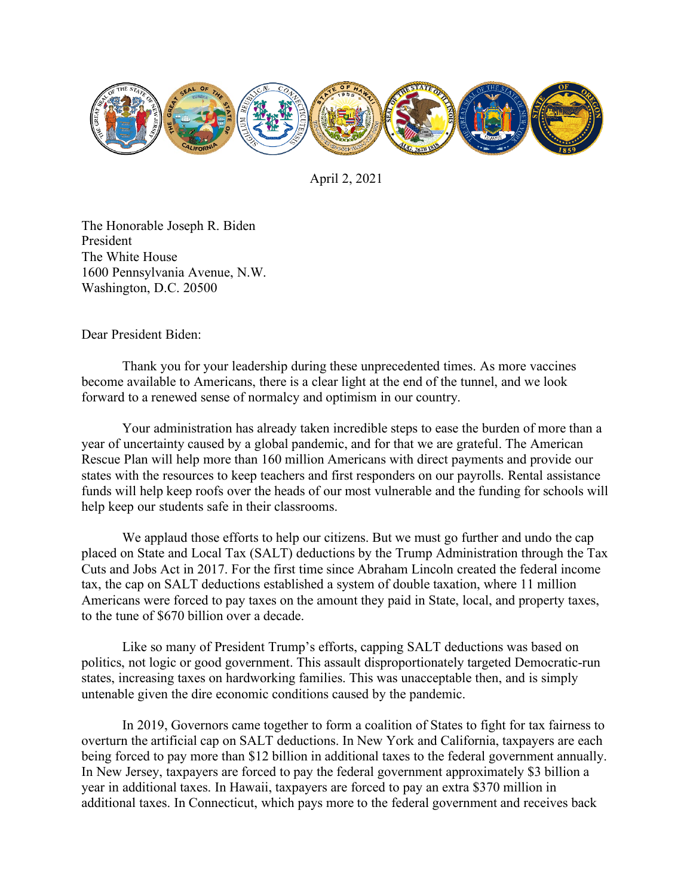April 2, 2021

The Honorable Joseph R. Biden
President
The White House
1600 Pennsylvania Avenue, N.W.
Washington, D.C. 20500

Dear President Biden:

Thank you for your leadership during these unprecedented times. As more vaccines become available to Americans, there is a clear light at the end of the tunnel, and we look forward to a renewed sense of normalcy and optimism in our country.

Your administration has already taken incredible steps to ease the burden of more than a year of uncertainty caused by a global pandemic, and for that we are grateful. The American Rescue Plan will help more than 160 million Americans with direct payments and provide our states with the resources to keep teachers and first responders on our payrolls. Rental assistance funds will help keep roofs over the heads of our most vulnerable and the funding for schools will help keep our students safe in their classrooms.

We applaud those efforts to help our citizens. But we must go further and undo the cap placed on State and Local Tax (SALT) deductions by the Trump Administration through the Tax Cuts and Jobs Act in 2017. For the first time since Abraham Lincoln created the federal income tax, the cap on SALT deductions established a system of double taxation, where 11 million Americans were forced to pay taxes on the amount they paid in State, local, and property taxes, to the tune of $670 billion over a decade.

Like so many of President Trump's efforts, capping SALT deductions was based on politics, not logic or good government. This assault disproportionately targeted Democratic-run states, increasing taxes on hardworking families. This was unacceptable then, and is simply untenable given the dire economic conditions caused by the pandemic.

In 2019, Governors came together to form a coalition of States to fight for tax fairness to overturn the artificial cap on SALT deductions. In New York and California, taxpayers are each being forced to pay more than $12 billion in additional taxes to the federal government annually. In New Jersey, taxpayers are forced to pay the federal government approximately $3 billion a year in additional taxes. In Hawaii, taxpayers are forced to pay an extra $370 million in additional taxes. In Connecticut, which pays more to the federal government and receives back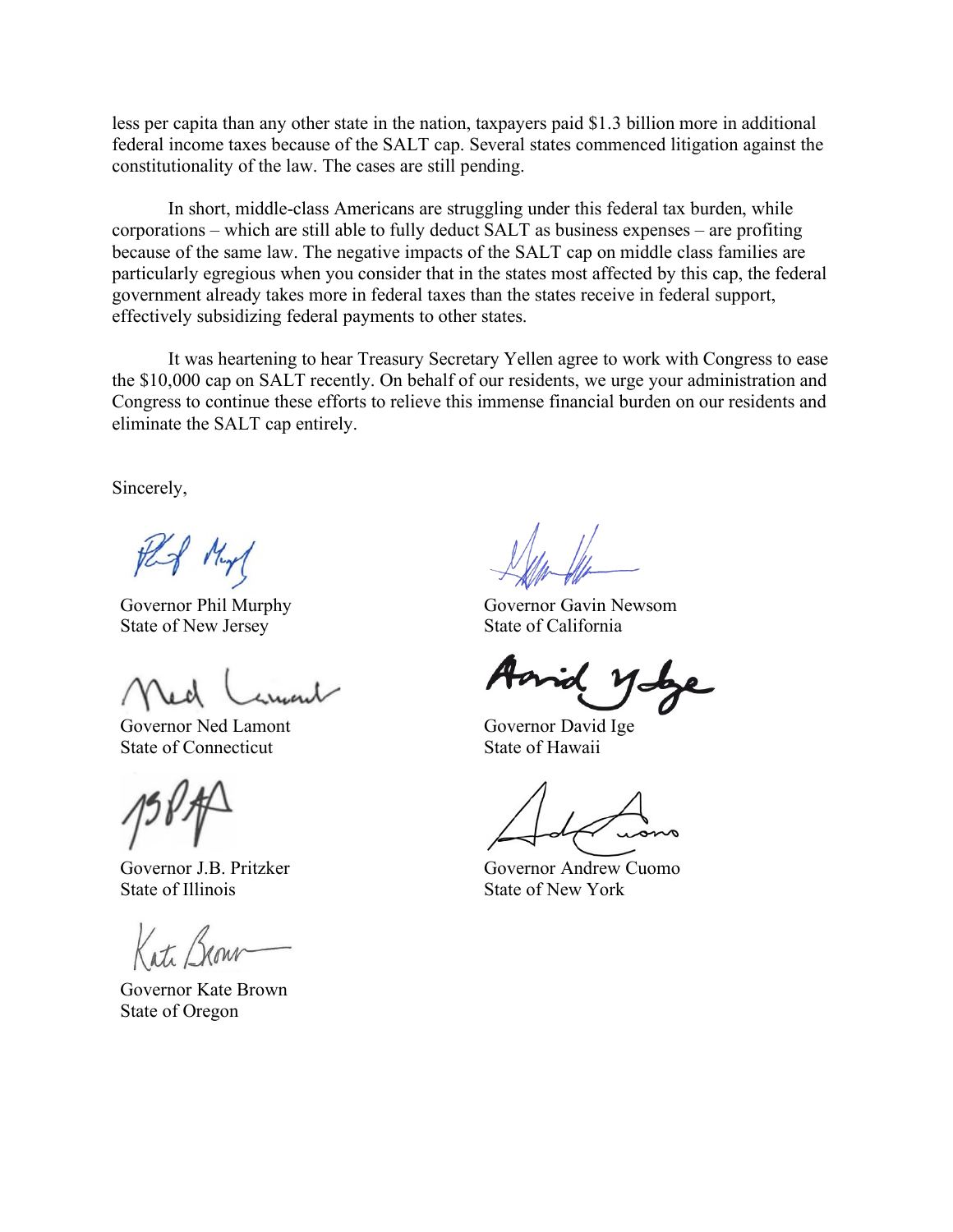less per capita than any other state in the nation, taxpayers paid $1.3 billion more in additional federal income taxes because of the SALT cap. Several states commenced litigation against the constitutionality of the law. The cases are still pending.

In short, middle-class Americans are struggling under this federal tax burden, while corporations – which are still able to fully deduct SALT as business expenses – are profiting because of the same law. The negative impacts of the SALT cap on middle class families are particularly egregious when you consider that in the states most affected by this cap, the federal government already takes more in federal taxes than the states receive in federal support, effectively subsidizing federal payments to other states.

It was heartening to hear Treasury Secretary Yellen agree to work with Congress to ease the $10,000 cap on SALT recently. On behalf of our residents, we urge your administration and Congress to continue these efforts to relieve this immense financial burden on our residents and eliminate the SALT cap entirely.

Sincerely,

Governor Phil Murphy
State of New Jersey

Governor Gavin Newsom
State of California

Governor Ned Lamont
State of Connecticut

Governor David Ige
State of Hawaii

Governor J.B. Pritzker
State of Illinois

Governor Andrew Cuomo
State of New York

Governor Kate Brown
State of Oregon